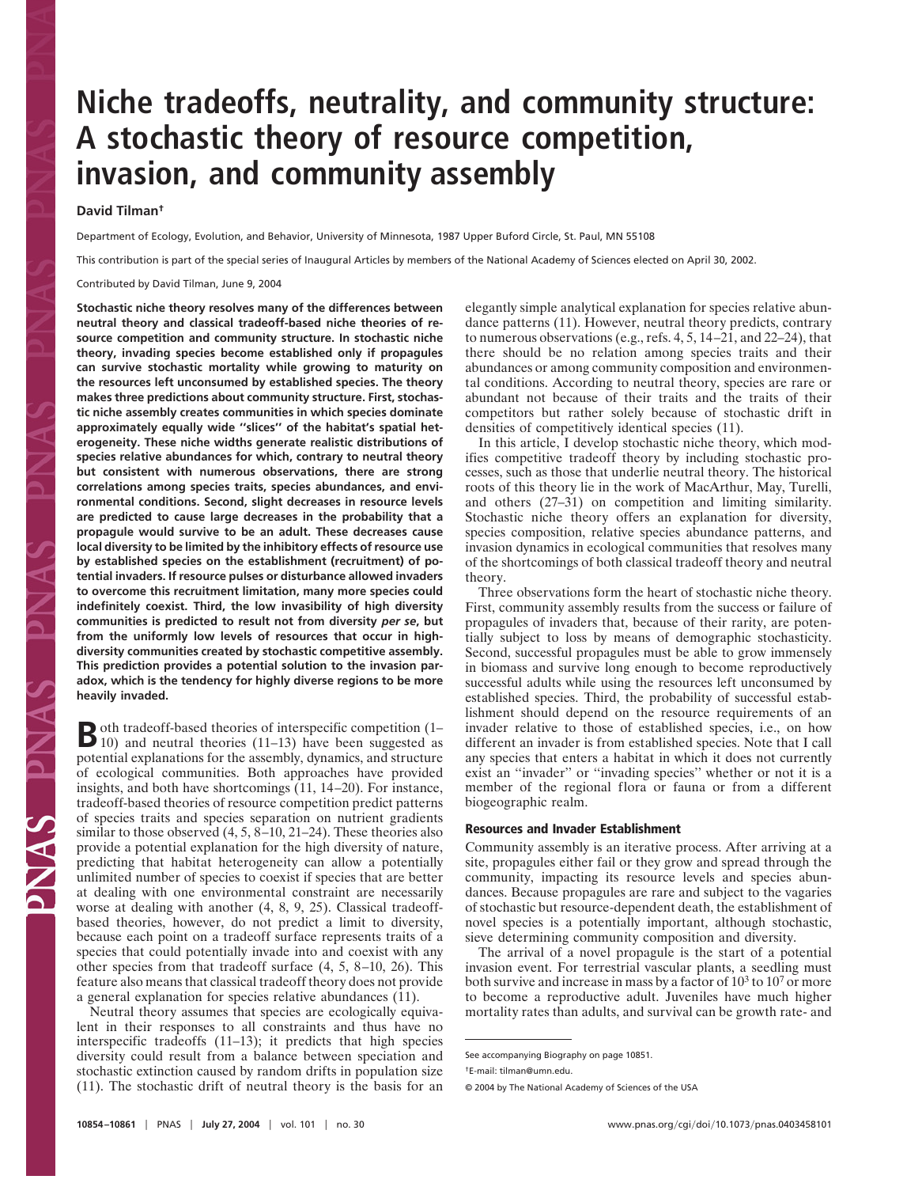# Niche tradeoffs, neutrality, and community structure: A stochastic theory of resource competition, invasion, and community assembly

**David Tilman**[†]

Department of Ecology, Evolution, and Behavior, University of Minnesota, 1987 Upper Buford Circle, St. Paul, MN 55108

This contribution is part of the special series of Inaugural Articles by members of the National Academy of Sciences elected on April 30, 2002.

Contributed by David Tilman, June 9, 2004

**Stochastic niche theory resolves many of the differences between neutral theory and classical tradeoff-based niche theories of resource competition and community structure. In stochastic niche theory, invading species become established only if propagules can survive stochastic mortality while growing to maturity on the resources left unconsumed by established species. The theory makes three predictions about community structure. First, stochastic niche assembly creates communities in which species dominate approximately equally wide ''slices'' of the habitat's spatial heterogeneity. These niche widths generate realistic distributions of species relative abundances for which, contrary to neutral theory but consistent with numerous observations, there are strong correlations among species traits, species abundances, and environmental conditions. Second, slight decreases in resource levels are predicted to cause large decreases in the probability that a propagule would survive to be an adult. These decreases cause local diversity to be limited by the inhibitory effects of resource use by established species on the establishment (recruitment) of potential invaders. If resource pulses or disturbance allowed invaders to overcome this recruitment limitation, many more species could indefinitely coexist. Third, the low invasibility of high diversity communities is predicted to result not from diversity *per se*, but from the uniformly low levels of resources that occur in high-diversity communities created by stochastic competitive assembly. This prediction provides a potential solution to the invasion paradox, which is the tendency for highly diverse regions to be more heavily invaded.**

Both tradeoff-based theories of interspecific competition (1–10) and neutral theories (11–13) have been suggested as potential explanations for the assembly, dynamics, and structure of ecological communities. Both approaches have provided insights, and both have shortcomings (11, 14–20). For instance, tradeoff-based theories of resource competition predict patterns of species traits and species separation on nutrient gradients similar to those observed (4, 5, 8–10, 21–24). These theories also provide a potential explanation for the high diversity of nature, predicting that habitat heterogeneity can allow a potentially unlimited number of species to coexist if species that are better at dealing with one environmental constraint are necessarily worse at dealing with another (4, 8, 9, 25). Classical tradeoff-based theories, however, do not predict a limit to diversity, because each point on a tradeoff surface represents traits of a species that could potentially invade into and coexist with any other species from that tradeoff surface (4, 5, 8–10, 26). This feature also means that classical tradeoff theory does not provide a general explanation for species relative abundances (11).

Neutral theory assumes that species are ecologically equivalent in their responses to all constraints and thus have no interspecific tradeoffs (11–13); it predicts that high species diversity could result from a balance between speciation and stochastic extinction caused by random drifts in population size (11). The stochastic drift of neutral theory is the basis for an elegantly simple analytical explanation for species relative abundance patterns (11). However, neutral theory predicts, contrary to numerous observations (e.g., refs. 4, 5, 14–21, and 22–24), that there should be no relation among species traits and their abundances or among community composition and environmental conditions. According to neutral theory, species are rare or abundant not because of their traits and the traits of their competitors but rather solely because of stochastic drift in densities of competitively identical species (11).

In this article, I develop stochastic niche theory, which modifies competitive tradeoff theory by including stochastic processes, such as those that underlie neutral theory. The historical roots of this theory lie in the work of MacArthur, May, Turelli, and others (27–31) on competition and limiting similarity. Stochastic niche theory offers an explanation for diversity, species composition, relative species abundance patterns, and invasion dynamics in ecological communities that resolves many of the shortcomings of both classical tradeoff theory and neutral theory.

Three observations form the heart of stochastic niche theory. First, community assembly results from the success or failure of propagules of invaders that, because of their rarity, are potentially subject to loss by means of demographic stochasticity. Second, successful propagules must be able to grow immensely in biomass and survive long enough to become reproductively successful adults while using the resources left unconsumed by established species. Third, the probability of successful establishment should depend on the resource requirements of an invader relative to those of established species, i.e., on how different an invader is from established species. Note that I call any species that enters a habitat in which it does not currently exist an ''invader'' or ''invading species'' whether or not it is a member of the regional flora or fauna or from a different biogeographic realm.

## Resources and Invader Establishment

Community assembly is an iterative process. After arriving at a site, propagules either fail or they grow and spread through the community, impacting its resource levels and species abundances. Because propagules are rare and subject to the vagaries of stochastic but resource-dependent death, the establishment of novel species is a potentially important, although stochastic, sieve determining community composition and diversity.

The arrival of a novel propagule is the start of a potential invasion event. For terrestrial vascular plants, a seedling must both survive and increase in mass by a factor of $10^3$ to $10^7$ or more to become a reproductive adult. Juveniles have much higher mortality rates than adults, and survival can be growth rate- and

See accompanying Biography on page 10851.

[†]E-mail: tilman@umn.edu.

© 2004 by The National Academy of Sciences of the USA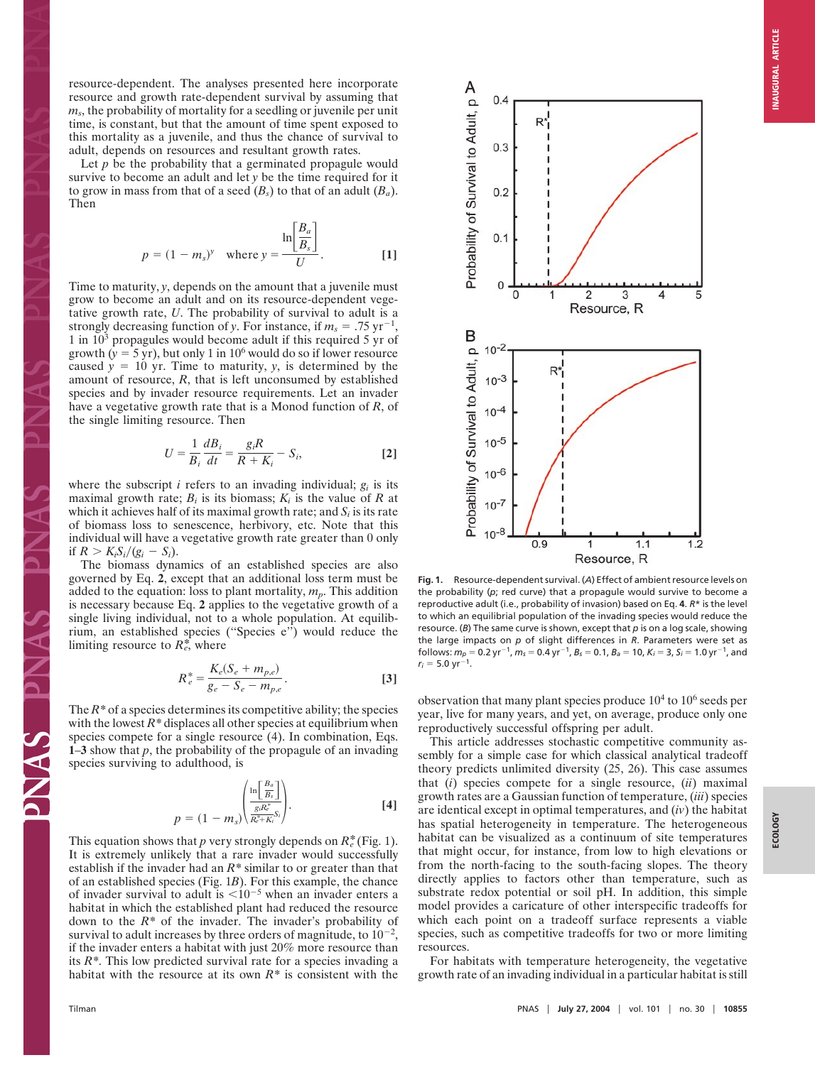resource-dependent. The analyses presented here incorporate resource and growth rate-dependent survival by assuming that $m_s$, the probability of mortality for a seedling or juvenile per unit time, is constant, but that the amount of time spent exposed to this mortality as a juvenile, and thus the chance of survival to adult, depends on resources and resultant growth rates.

Let $p$ be the probability that a germinated propagule would survive to become an adult and let $y$ be the time required for it to grow in mass from that of a seed ($B_s$) to that of an adult ($B_a$). Then

$$p = (1 - m_s)^y \quad \text{where } y = \frac{\ln\left[\frac{B_a}{B_s}\right]}{U}. \qquad [1]$$

Time to maturity, $y$, depends on the amount that a juvenile must grow to become an adult and on its resource-dependent vegetative growth rate, $U$. The probability of survival to adult is a strongly decreasing function of $y$. For instance, if $m_s = .75\ \text{yr}^{-1}$, 1 in $10^3$ propagules would become adult if this required 5 yr of growth ($y = 5$ yr), but only 1 in $10^6$ would do so if lower resource caused $y = 10$ yr. Time to maturity, $y$, is determined by the amount of resource, $R$, that is left unconsumed by established species and by invader resource requirements. Let an invader have a vegetative growth rate that is a Monod function of $R$, of the single limiting resource. Then

$$U = \frac{1}{B_i}\frac{dB_i}{dt} = \frac{g_i R}{R + K_i} - S_i, \qquad [2]$$

where the subscript $i$ refers to an invading individual; $g_i$ is its maximal growth rate; $B_i$ is its biomass; $K_i$ is the value of $R$ at which it achieves half of its maximal growth rate; and $S_i$ is its rate of biomass loss to senescence, herbivory, etc. Note that this individual will have a vegetative growth rate greater than 0 only if $R > K_i S_i/(g_i - S_i)$.

The biomass dynamics of an established species are also governed by Eq. **2**, except that an additional loss term must be added to the equation: loss to plant mortality, $m_p$. This addition is necessary because Eq. **2** applies to the vegetative growth of a single living individual, not to a whole population. At equilibrium, an established species ("Species e") would reduce the limiting resource to $R_e^*$, where

$$R_e^* = \frac{K_e(S_e + m_{p,e})}{g_e - S_e - m_{p,e}}. \qquad [3]$$

The $R^*$ of a species determines its competitive ability; the species with the lowest $R^*$ displaces all other species at equilibrium when species compete for a single resource (4). In combination, Eqs. **1**–**3** show that $p$, the probability of the propagule of an invading species surviving to adulthood, is

$$p = (1 - m_s)^{\left(\frac{\ln\left[\frac{B_a}{B_s}\right]}{\frac{g_i R_e^*}{R_e^* + K_i} S_i}\right)}. \qquad [4]$$

This equation shows that $p$ very strongly depends on $R_e^*$ (Fig. 1). It is extremely unlikely that a rare invader would successfully establish if the invader had an $R^*$ similar to or greater than that of an established species (Fig. 1*B*). For this example, the chance of invader survival to adult is $<10^{-5}$ when an invader enters a habitat in which the established plant had reduced the resource down to the $R^*$ of the invader. The invader's probability of survival to adult increases by three orders of magnitude, to $10^{-2}$, if the invader enters a habitat with just 20% more resource than its $R^*$. This low predicted survival rate for a species invading a habitat with the resource at its own $R^*$ is consistent with the observation that many plant species produce $10^4$ to $10^6$ seeds per year, live for many years, and yet, on average, produce only one reproductively successful offspring per adult.

**Fig. 1.** Resource-dependent survival. (*A*) Effect of ambient resource levels on the probability ($p$; red curve) that a propagule would survive to become a reproductive adult (i.e., probability of invasion) based on Eq. **4**. $R^*$ is the level to which an equilibrial population of the invading species would reduce the resource. (*B*) The same curve is shown, except that $p$ is on a log scale, showing the large impacts on $p$ of slight differences in $R$. Parameters were set as follows: $m_p = 0.2\ \text{yr}^{-1}$, $m_s = 0.4\ \text{yr}^{-1}$, $B_s = 0.1$, $B_a = 10$, $K_i = 3$, $S_i = 1.0\ \text{yr}^{-1}$, and $r_i = 5.0\ \text{yr}^{-1}$.

This article addresses stochastic competitive community assembly for a simple case for which classical analytical tradeoff theory predicts unlimited diversity (25, 26). This case assumes that (*i*) species compete for a single resource, (*ii*) maximal growth rates are a Gaussian function of temperature, (*iii*) species are identical except in optimal temperatures, and (*iv*) the habitat has spatial heterogeneity in temperature. The heterogeneous habitat can be visualized as a continuum of site temperatures that might occur, for instance, from low to high elevations or from the north-facing to the south-facing slopes. The theory directly applies to factors other than temperature, such as substrate redox potential or soil pH. In addition, this simple model provides a caricature of other interspecific tradeoffs for which each point on a tradeoff surface represents a viable species, such as competitive tradeoffs for two or more limiting resources.

For habitats with temperature heterogeneity, the vegetative growth rate of an invading individual in a particular habitat is still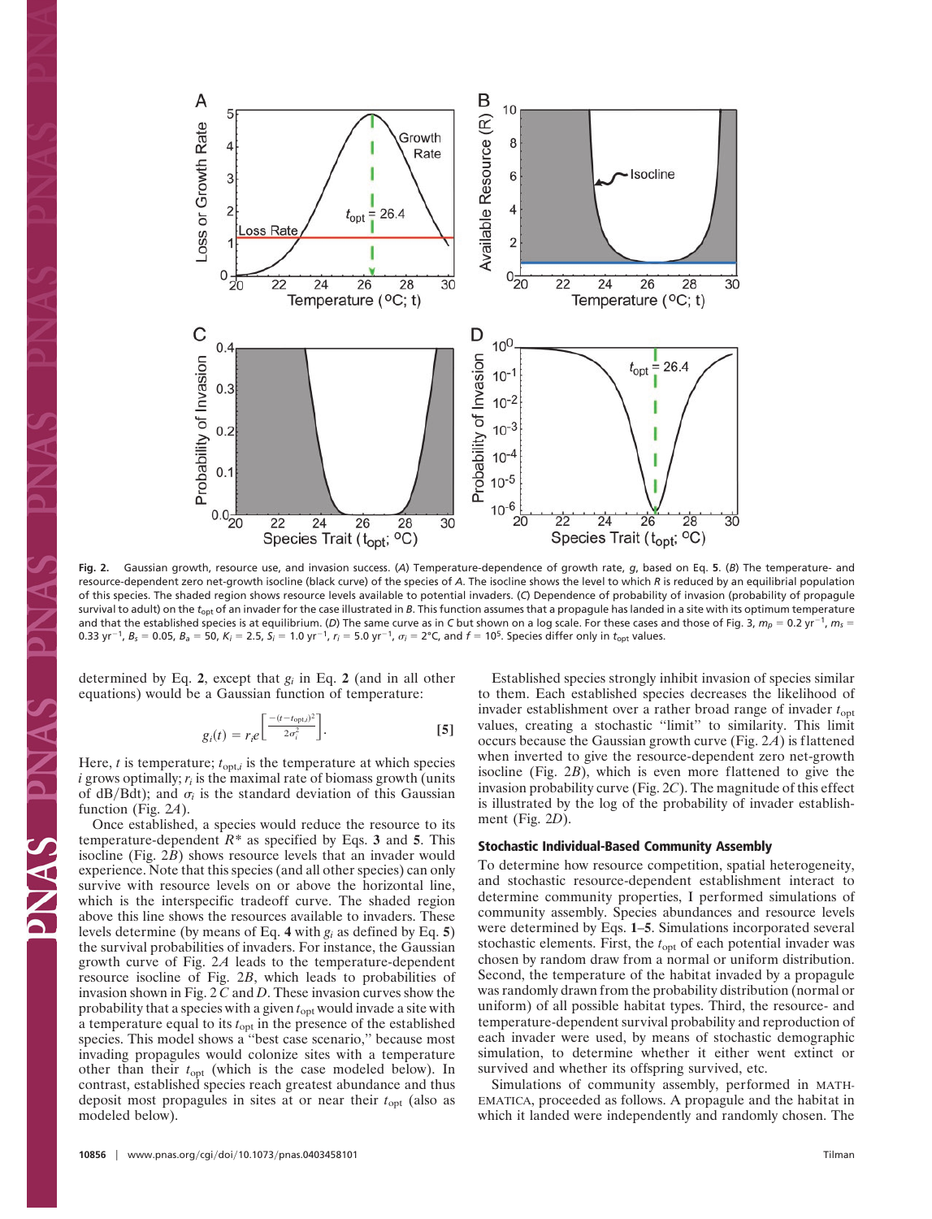**Fig. 2.** Gaussian growth, resource use, and invasion success. (*A*) Temperature-dependence of growth rate, $g$, based on Eq. **5**. (*B*) The temperature- and resource-dependent zero net-growth isocline (black curve) of the species of *A*. The isocline shows the level to which $R$ is reduced by an equilibrial population of this species. The shaded region shows resource levels available to potential invaders. (*C*) Dependence of probability of invasion (probability of propagule survival to adult) on the $t_{opt}$ of an invader for the case illustrated in *B*. This function assumes that a propagule has landed in a site with its optimum temperature and that the established species is at equilibrium. (*D*) The same curve as in *C* but shown on a log scale. For these cases and those of Fig. 3, $m_p = 0.2$ yr$^{-1}$, $m_s = 0.33$ yr$^{-1}$, $B_s = 0.05$, $B_a = 50$, $K_i = 2.5$, $S_i = 1.0$ yr$^{-1}$, $r_i = 5.0$ yr$^{-1}$, $\sigma_i = 2$°C, and $f = 10^5$. Species differ only in $t_{opt}$ values.

determined by Eq. **2**, except that $g_i$ in Eq. **2** (and in all other equations) would be a Gaussian function of temperature:

$$g_i(t) = r_i e^{\left[\frac{-(t-t_{opt,i})^2}{2\sigma_i^2}\right]}. \quad [5]$$

Here, $t$ is temperature; $t_{opt,i}$ is the temperature at which species $i$ grows optimally; $r_i$ is the maximal rate of biomass growth (units of dB/Bdt); and $\sigma_i$ is the standard deviation of this Gaussian function (Fig. 2*A*).

Once established, a species would reduce the resource to its temperature-dependent $R^*$ as specified by Eqs. **3** and **5**. This isocline (Fig. 2*B*) shows resource levels that an invader would experience. Note that this species (and all other species) can only survive with resource levels on or above the horizontal line, which is the interspecific tradeoff curve. The shaded region above this line shows the resources available to invaders. These levels determine (by means of Eq. **4** with $g_i$ as defined by Eq. **5**) the survival probabilities of invaders. For instance, the Gaussian growth curve of Fig. 2*A* leads to the temperature-dependent resource isocline of Fig. 2*B*, which leads to probabilities of invasion shown in Fig. 2 *C* and *D*. These invasion curves show the probability that a species with a given $t_{opt}$ would invade a site with a temperature equal to its $t_{opt}$ in the presence of the established species. This model shows a "best case scenario," because most invading propagules would colonize sites with a temperature other than their $t_{opt}$ (which is the case modeled below). In contrast, established species reach greatest abundance and thus deposit most propagules in sites at or near their $t_{opt}$ (also as modeled below).

Established species strongly inhibit invasion of species similar to them. Each established species decreases the likelihood of invader establishment over a rather broad range of invader $t_{opt}$ values, creating a stochastic "limit" to similarity. This limit occurs because the Gaussian growth curve (Fig. 2*A*) is flattened when inverted to give the resource-dependent zero net-growth isocline (Fig. 2*B*), which is even more flattened to give the invasion probability curve (Fig. 2*C*). The magnitude of this effect is illustrated by the log of the probability of invader establishment (Fig. 2*D*).

## Stochastic Individual-Based Community Assembly

To determine how resource competition, spatial heterogeneity, and stochastic resource-dependent establishment interact to determine community properties, I performed simulations of community assembly. Species abundances and resource levels were determined by Eqs. **1**–**5**. Simulations incorporated several stochastic elements. First, the $t_{opt}$ of each potential invader was chosen by random draw from a normal or uniform distribution. Second, the temperature of the habitat invaded by a propagule was randomly drawn from the probability distribution (normal or uniform) of all possible habitat types. Third, the resource- and temperature-dependent survival probability and reproduction of each invader were used, by means of stochastic demographic simulation, to determine whether it either went extinct or survived and whether its offspring survived, etc.

Simulations of community assembly, performed in MATHEMATICA, proceeded as follows. A propagule and the habitat in which it landed were independently and randomly chosen. The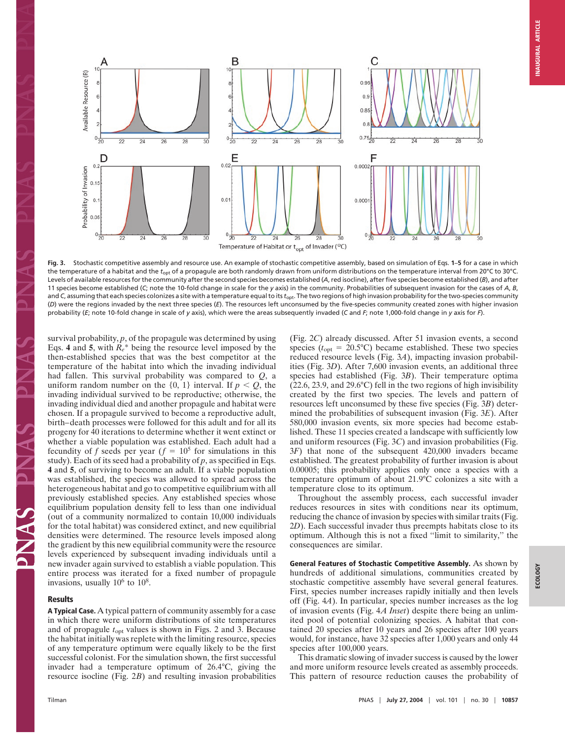**Fig. 3.** Stochastic competitive assembly and resource use. An example of stochastic competitive assembly, based on simulation of Eqs. **1**–**5** for a case in which the temperature of a habitat and the $t_{opt}$ of a propagule are both randomly drawn from uniform distributions on the temperature interval from 20°C to 30°C. Levels of available resources for the community after the second species becomes established (*A*, red isocline), after five species become established (*B*), and after 11 species become established (*C*; note the 10-fold change in scale for the *y* axis) in the community. Probabilities of subsequent invasion for the cases of *A*, *B*, and *C*, assuming that each species colonizes a site with a temperature equal to its $t_{opt}$. The two regions of high invasion probability for the two-species community (*D*) were the regions invaded by the next three species (*E*). The resources left unconsumed by the five-species community created zones with higher invasion probability (*E*; note 10-fold change in scale of *y* axis), which were the areas subsequently invaded (*C* and *F*; note 1,000-fold change in *y* axis for *F*).

survival probability, *p*, of the propagule was determined by using Eqs. **4** and **5**, with $R_e^*$ being the resource level imposed by the then-established species that was the best competitor at the temperature of the habitat into which the invading individual had fallen. This survival probability was compared to *Q*, a uniform random number on the {0, 1} interval. If $p < Q$, the invading individual survived to be reproductive; otherwise, the invading individual died and another propagule and habitat were chosen. If a propagule survived to become a reproductive adult, birth–death processes were followed for this adult and for all its progeny for 40 iterations to determine whether it went extinct or whether a viable population was established. Each adult had a fecundity of *f* seeds per year ($f = 10^5$ for simulations in this study). Each of its seed had a probability of *p*, as specified in Eqs. **4** and **5**, of surviving to become an adult. If a viable population was established, the species was allowed to spread across the heterogeneous habitat and go to competitive equilibrium with all previously established species. Any established species whose equilibrium population density fell to less than one individual (out of a community normalized to contain 10,000 individuals for the total habitat) was considered extinct, and new equilibrial densities were determined. The resource levels imposed along the gradient by this new equilibrial community were the resource levels experienced by subsequent invading individuals until a new invader again survived to establish a viable population. This entire process was iterated for a fixed number of propagule invasions, usually $10^6$ to $10^8$.

## Results

**A Typical Case.** A typical pattern of community assembly for a case in which there were uniform distributions of site temperatures and of propagule $t_{opt}$ values is shown in Figs. 2 and 3. Because the habitat initially was replete with the limiting resource, species of any temperature optimum were equally likely to be the first successful colonist. For the simulation shown, the first successful invader had a temperature optimum of 26.4°C, giving the resource isocline (Fig. 2*B*) and resulting invasion probabilities (Fig. 2*C*) already discussed. After 51 invasion events, a second species ($t_{opt}$ = 20.5°C) became established. These two species reduced resource levels (Fig. 3*A*), impacting invasion probabilities (Fig. 3*D*). After 7,600 invasion events, an additional three species had established (Fig. 3*B*). Their temperature optima (22.6, 23.9, and 29.6°C) fell in the two regions of high invisibility created by the first two species. The levels and pattern of resources left unconsumed by these five species (Fig. 3*B*) determined the probabilities of subsequent invasion (Fig. 3*E*). After 580,000 invasion events, six more species had become established. These 11 species created a landscape with sufficiently low and uniform resources (Fig. 3*C*) and invasion probabilities (Fig. 3*F*) that none of the subsequent 420,000 invaders became established. The greatest probability of further invasion is about 0.00005; this probability applies only once a species with a temperature optimum of about 21.9°C colonizes a site with a temperature close to its optimum.

Throughout the assembly process, each successful invader reduces resources in sites with conditions near its optimum, reducing the chance of invasion by species with similar traits (Fig. 2*D*). Each successful invader thus preempts habitats close to its optimum. Although this is not a fixed "limit to similarity," the consequences are similar.

**General Features of Stochastic Competitive Assembly.** As shown by hundreds of additional simulations, communities created by stochastic competitive assembly have several general features. First, species number increases rapidly initially and then levels off (Fig. 4*A*). In particular, species number increases as the log of invasion events (Fig. 4*A Inset*) despite there being an unlimited pool of potential colonizing species. A habitat that contained 20 species after 10 years and 26 species after 100 years would, for instance, have 32 species after 1,000 years and only 44 species after 100,000 years.

This dramatic slowing of invader success is caused by the lower and more uniform resource levels created as assembly proceeds. This pattern of resource reduction causes the probability of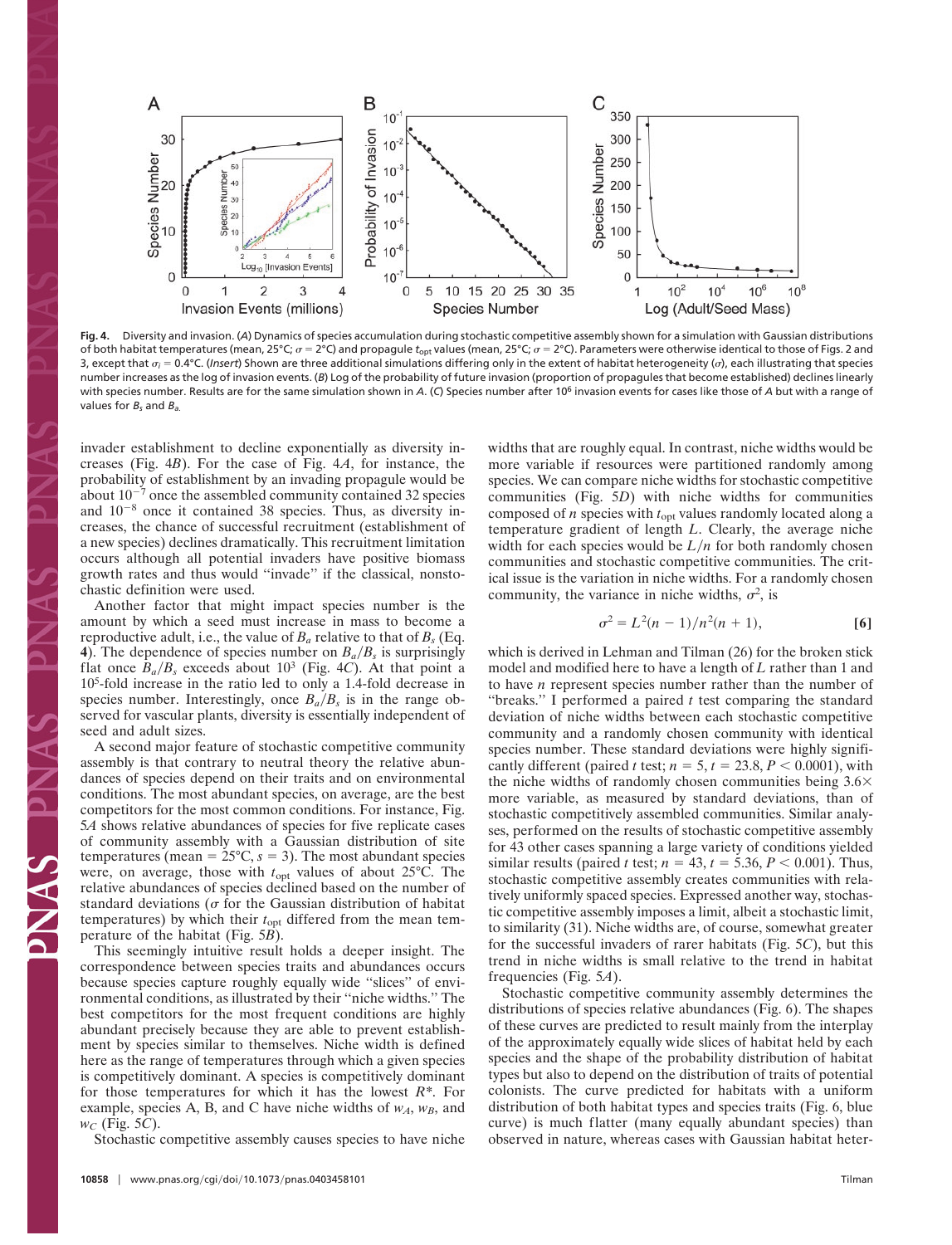**Fig. 4.** Diversity and invasion. (*A*) Dynamics of species accumulation during stochastic competitive assembly shown for a simulation with Gaussian distributions of both habitat temperatures (mean, 25°C; $\sigma$ = 2°C) and propagule $t_{opt}$ values (mean, 25°C; $\sigma$ = 2°C). Parameters were otherwise identical to those of Figs. 2 and 3, except that $\sigma_i$ = 0.4°C. (*Insert*) Shown are three additional simulations differing only in the extent of habitat heterogeneity ($\sigma$), each illustrating that species number increases as the log of invasion events. (*B*) Log of the probability of future invasion (proportion of propagules that become established) declines linearly with species number. Results are for the same simulation shown in *A*. (*C*) Species number after $10^6$ invasion events for cases like those of *A* but with a range of values for $B_s$ and $B_a$.

invader establishment to decline exponentially as diversity increases (Fig. 4*B*). For the case of Fig. 4*A*, for instance, the probability of establishment by an invading propagule would be about $10^{-7}$ once the assembled community contained 32 species and $10^{-8}$ once it contained 38 species. Thus, as diversity increases, the chance of successful recruitment (establishment of a new species) declines dramatically. This recruitment limitation occurs although all potential invaders have positive biomass growth rates and thus would "invade" if the classical, nonstochastic definition were used.

Another factor that might impact species number is the amount by which a seed must increase in mass to become a reproductive adult, i.e., the value of $B_a$ relative to that of $B_s$ (Eq. **4**). The dependence of species number on $B_a/B_s$ is surprisingly flat once $B_a/B_s$ exceeds about $10^3$ (Fig. 4*C*). At that point a $10^5$-fold increase in the ratio led to only a 1.4-fold decrease in species number. Interestingly, once $B_a/B_s$ is in the range observed for vascular plants, diversity is essentially independent of seed and adult sizes.

A second major feature of stochastic competitive community assembly is that contrary to neutral theory the relative abundances of species depend on their traits and on environmental conditions. The most abundant species, on average, are the best competitors for the most common conditions. For instance, Fig. 5*A* shows relative abundances of species for five replicate cases of community assembly with a Gaussian distribution of site temperatures (mean = 25°C, $s$ = 3). The most abundant species were, on average, those with $t_{opt}$ values of about 25°C. The relative abundances of species declined based on the number of standard deviations ($\sigma$ for the Gaussian distribution of habitat temperatures) by which their $t_{opt}$ differed from the mean temperature of the habitat (Fig. 5*B*).

This seemingly intuitive result holds a deeper insight. The correspondence between species traits and abundances occurs because species capture roughly equally wide "slices" of environmental conditions, as illustrated by their "niche widths." The best competitors for the most frequent conditions are highly abundant precisely because they are able to prevent establishment by species similar to themselves. Niche width is defined here as the range of temperatures through which a given species is competitively dominant. A species is competitively dominant for those temperatures for which it has the lowest $R^*$. For example, species A, B, and C have niche widths of $w_A$, $w_B$, and $w_C$ (Fig. 5*C*).

Stochastic competitive assembly causes species to have niche widths that are roughly equal. In contrast, niche widths would be more variable if resources were partitioned randomly among species. We can compare niche widths for stochastic competitive communities (Fig. 5*D*) with niche widths for communities composed of $n$ species with $t_{opt}$ values randomly located along a temperature gradient of length $L$. Clearly, the average niche width for each species would be $L/n$ for both randomly chosen communities and stochastic competitive communities. The critical issue is the variation in niche widths. For a randomly chosen community, the variance in niche widths, $\sigma^2$, is

$$\sigma^2 = L^2(n-1)/n^2(n+1), \qquad [6]$$

which is derived in Lehman and Tilman (26) for the broken stick model and modified here to have a length of $L$ rather than 1 and to have $n$ represent species number rather than the number of "breaks." I performed a paired $t$ test comparing the standard deviation of niche widths between each stochastic competitive community and a randomly chosen community with identical species number. These standard deviations were highly significantly different (paired $t$ test; $n$ = 5, $t$ = 23.8, $P < 0.0001$), with the niche widths of randomly chosen communities being 3.6× more variable, as measured by standard deviations, than of stochastic competitively assembled communities. Similar analyses, performed on the results of stochastic competitive assembly for 43 other cases spanning a large variety of conditions yielded similar results (paired $t$ test; $n$ = 43, $t$ = 5.36, $P < 0.001$). Thus, stochastic competitive assembly creates communities with relatively uniformly spaced species. Expressed another way, stochastic competitive assembly imposes a limit, albeit a stochastic limit, to similarity (31). Niche widths are, of course, somewhat greater for the successful invaders of rarer habitats (Fig. 5*C*), but this trend in niche widths is small relative to the trend in habitat frequencies (Fig. 5*A*).

Stochastic competitive community assembly determines the distributions of species relative abundances (Fig. 6). The shapes of these curves are predicted to result mainly from the interplay of the approximately equally wide slices of habitat held by each species and the shape of the probability distribution of habitat types but also to depend on the distribution of traits of potential colonists. The curve predicted for habitats with a uniform distribution of both habitat types and species traits (Fig. 6, blue curve) is much flatter (many equally abundant species) than observed in nature, whereas cases with Gaussian habitat heter-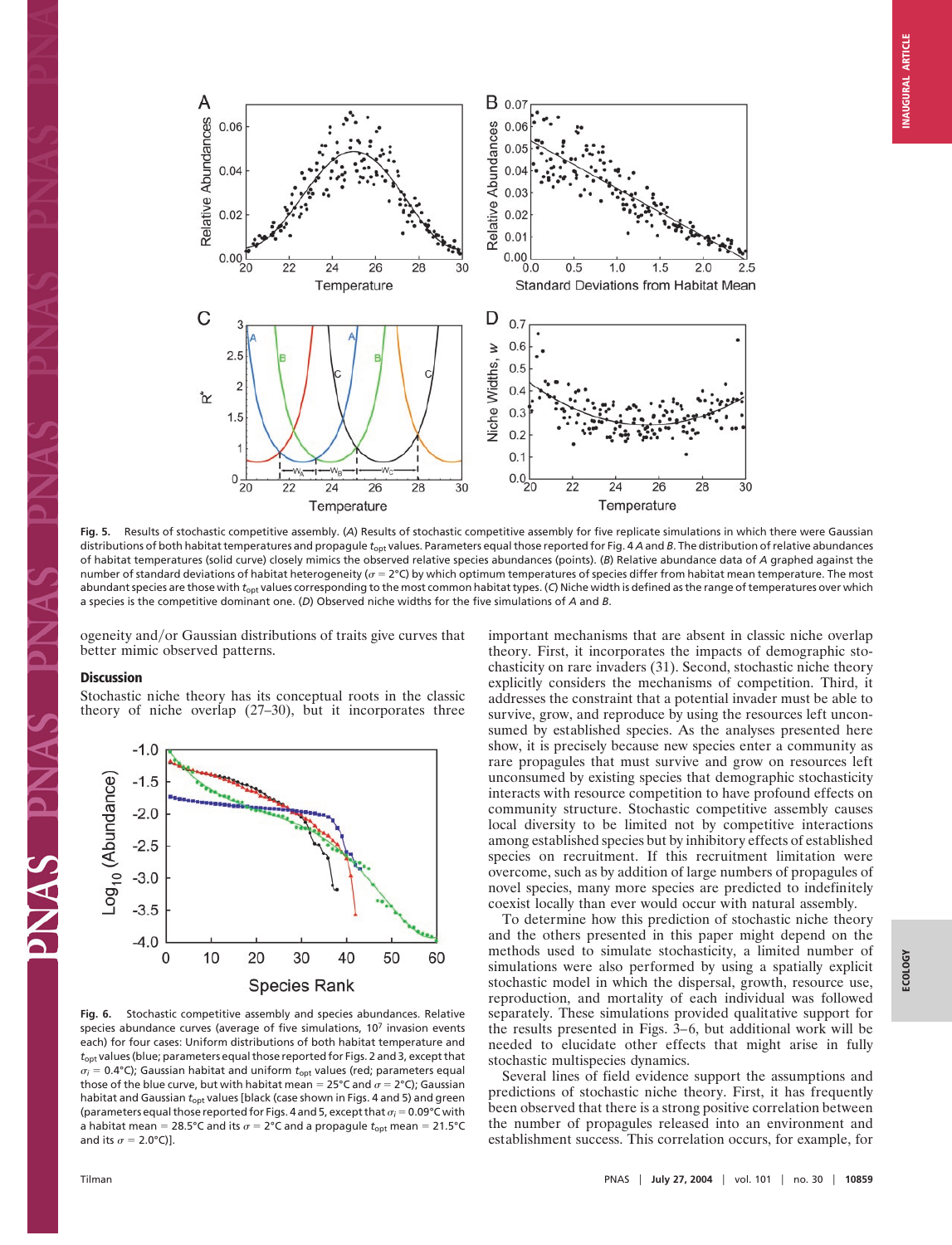**Fig. 5.** Results of stochastic competitive assembly. (*A*) Results of stochastic competitive assembly for five replicate simulations in which there were Gaussian distributions of both habitat temperatures and propagule $t_{opt}$ values. Parameters equal those reported for Fig. 4 *A* and *B*. The distribution of relative abundances of habitat temperatures (solid curve) closely mimics the observed relative species abundances (points). (*B*) Relative abundance data of *A* graphed against the number of standard deviations of habitat heterogeneity ($\sigma$ = 2°C) by which optimum temperatures of species differ from habitat mean temperature. The most abundant species are those with $t_{opt}$ values corresponding to the most common habitat types. (*C*) Niche width is defined as the range of temperatures over which a species is the competitive dominant one. (*D*) Observed niche widths for the five simulations of *A* and *B*.

ogeneity and/or Gaussian distributions of traits give curves that better mimic observed patterns.

## Discussion

Stochastic niche theory has its conceptual roots in the classic theory of niche overlap (27–30), but it incorporates three important mechanisms that are absent in classic niche overlap theory. First, it incorporates the impacts of demographic stochasticity on rare invaders (31). Second, stochastic niche theory explicitly considers the mechanisms of competition. Third, it addresses the constraint that a potential invader must be able to survive, grow, and reproduce by using the resources left unconsumed by established species. As the analyses presented here show, it is precisely because new species enter a community as rare propagules that must survive and grow on resources left unconsumed by existing species that demographic stochasticity interacts with resource competition to have profound effects on community structure. Stochastic competitive assembly causes local diversity to be limited not by competitive interactions among established species but by inhibitory effects of established species on recruitment. If this recruitment limitation were overcome, such as by addition of large numbers of propagules of novel species, many more species are predicted to indefinitely coexist locally than ever would occur with natural assembly.

**Fig. 6.** Stochastic competitive assembly and species abundances. Relative species abundance curves (average of five simulations, $10^7$ invasion events each) for four cases: Uniform distributions of both habitat temperature and $t_{opt}$ values (blue; parameters equal those reported for Figs. 2 and 3, except that $\sigma_i$ = 0.4°C); Gaussian habitat and uniform $t_{opt}$ values (red; parameters equal those of the blue curve, but with habitat mean = 25°C and $\sigma$ = 2°C); Gaussian habitat and Gaussian $t_{opt}$ values [black (case shown in Figs. 4 and 5) and green (parameters equal those reported for Figs. 4 and 5, except that $\sigma_i$ = 0.09°C with a habitat mean = 28.5°C and its $\sigma$ = 2°C and a propagule $t_{opt}$ mean = 21.5°C and its $\sigma$ = 2.0°C)].

To determine how this prediction of stochastic niche theory and the others presented in this paper might depend on the methods used to simulate stochasticity, a limited number of simulations were also performed by using a spatially explicit stochastic model in which the dispersal, growth, resource use, reproduction, and mortality of each individual was followed separately. These simulations provided qualitative support for the results presented in Figs. 3–6, but additional work will be needed to elucidate other effects that might arise in fully stochastic multispecies dynamics.

Several lines of field evidence support the assumptions and predictions of stochastic niche theory. First, it has frequently been observed that there is a strong positive correlation between the number of propagules released into an environment and establishment success. This correlation occurs, for example, for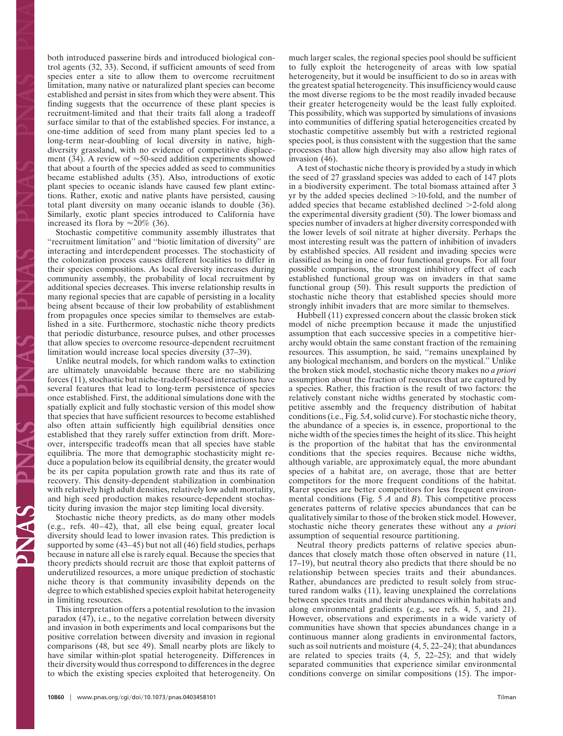both introduced passerine birds and introduced biological control agents (32, 33). Second, if sufficient amounts of seed from species enter a site to allow them to overcome recruitment limitation, many native or naturalized plant species can become established and persist in sites from which they were absent. This finding suggests that the occurrence of these plant species is recruitment-limited and that their traits fall along a tradeoff surface similar to that of the established species. For instance, a one-time addition of seed from many plant species led to a long-term near-doubling of local diversity in native, high-diversity grassland, with no evidence of competitive displacement (34). A review of ≈50-seed addition experiments showed that about a fourth of the species added as seed to communities became established adults (35). Also, introductions of exotic plant species to oceanic islands have caused few plant extinctions. Rather, exotic and native plants have persisted, causing total plant diversity on many oceanic islands to double (36). Similarly, exotic plant species introduced to California have increased its flora by ≈20% (36).

Stochastic competitive community assembly illustrates that "recruitment limitation" and "biotic limitation of diversity" are interacting and interdependent processes. The stochasticity of the colonization process causes different localities to differ in their species compositions. As local diversity increases during community assembly, the probability of local recruitment by additional species decreases. This inverse relationship results in many regional species that are capable of persisting in a locality being absent because of their low probability of establishment from propagules once species similar to themselves are established in a site. Furthermore, stochastic niche theory predicts that periodic disturbance, resource pulses, and other processes that allow species to overcome resource-dependent recruitment limitation would increase local species diversity (37–39).

Unlike neutral models, for which random walks to extinction are ultimately unavoidable because there are no stabilizing forces (11), stochastic but niche-tradeoff-based interactions have several features that lead to long-term persistence of species once established. First, the additional simulations done with the spatially explicit and fully stochastic version of this model show that species that have sufficient resources to become established also often attain sufficiently high equilibrial densities once established that they rarely suffer extinction from drift. Moreover, interspecific tradeoffs mean that all species have stable equilibria. The more that demographic stochasticity might reduce a population below its equilibrial density, the greater would be its per capita population growth rate and thus its rate of recovery. This density-dependent stabilization in combination with relatively high adult densities, relatively low adult mortality, and high seed production makes resource-dependent stochasticity during invasion the major step limiting local diversity.

Stochastic niche theory predicts, as do many other models (e.g., refs. 40–42), that, all else being equal, greater local diversity should lead to lower invasion rates. This prediction is supported by some (43–45) but not all (46) field studies, perhaps because in nature all else is rarely equal. Because the species that theory predicts should recruit are those that exploit patterns of underutilized resources, a more unique prediction of stochastic niche theory is that community invasibility depends on the degree to which established species exploit habitat heterogeneity in limiting resources.

This interpretation offers a potential resolution to the invasion paradox (47), i.e., to the negative correlation between diversity and invasion in both experiments and local comparisons but the positive correlation between diversity and invasion in regional comparisons (48, but see 49). Small nearby plots are likely to have similar within-plot spatial heterogeneity. Differences in their diversity would thus correspond to differences in the degree to which the existing species exploited that heterogeneity. On much larger scales, the regional species pool should be sufficient to fully exploit the heterogeneity of areas with low spatial heterogeneity, but it would be insufficient to do so in areas with the greatest spatial heterogeneity. This insufficiency would cause the most diverse regions to be the most readily invaded because their greater heterogeneity would be the least fully exploited. This possibility, which was supported by simulations of invasions into communities of differing spatial heterogeneities created by stochastic competitive assembly but with a restricted regional species pool, is thus consistent with the suggestion that the same processes that allow high diversity may also allow high rates of invasion (46).

A test of stochastic niche theory is provided by a study in which the seed of 27 grassland species was added to each of 147 plots in a biodiversity experiment. The total biomass attained after 3 yr by the added species declined >10-fold, and the number of added species that became established declined >2-fold along the experimental diversity gradient (50). The lower biomass and species number of invaders at higher diversity corresponded with the lower levels of soil nitrate at higher diversity. Perhaps the most interesting result was the pattern of inhibition of invaders by established species. All resident and invading species were classified as being in one of four functional groups. For all four possible comparisons, the strongest inhibitory effect of each established functional group was on invaders in that same functional group (50). This result supports the prediction of stochastic niche theory that established species should more strongly inhibit invaders that are more similar to themselves.

Hubbell (11) expressed concern about the classic broken stick model of niche preemption because it made the unjustified assumption that each successive species in a competitive hierarchy would obtain the same constant fraction of the remaining resources. This assumption, he said, "remains unexplained by any biological mechanism, and borders on the mystical." Unlike the broken stick model, stochastic niche theory makes no *a priori* assumption about the fraction of resources that are captured by a species. Rather, this fraction is the result of two factors: the relatively constant niche widths generated by stochastic competitive assembly and the frequency distribution of habitat conditions (i.e., Fig. 5*A*, solid curve). For stochastic niche theory, the abundance of a species is, in essence, proportional to the niche width of the species times the height of its slice. This height is the proportion of the habitat that has the environmental conditions that the species requires. Because niche widths, although variable, are approximately equal, the more abundant species of a habitat are, on average, those that are better competitors for the more frequent conditions of the habitat. Rarer species are better competitors for less frequent environmental conditions (Fig. 5 *A* and *B*). This competitive process generates patterns of relative species abundances that can be qualitatively similar to those of the broken stick model. However, stochastic niche theory generates these without any *a priori* assumption of sequential resource partitioning.

Neutral theory predicts patterns of relative species abundances that closely match those often observed in nature (11, 17–19), but neutral theory also predicts that there should be no relationship between species traits and their abundances. Rather, abundances are predicted to result solely from structured random walks (11), leaving unexplained the correlations between species traits and their abundances within habitats and along environmental gradients (e.g., see refs. 4, 5, and 21). However, observations and experiments in a wide variety of communities have shown that species abundances change in a continuous manner along gradients in environmental factors, such as soil nutrients and moisture (4, 5, 22–24); that abundances are related to species traits (4, 5, 22–25); and that widely separated communities that experience similar environmental conditions converge on similar compositions (15). The impor-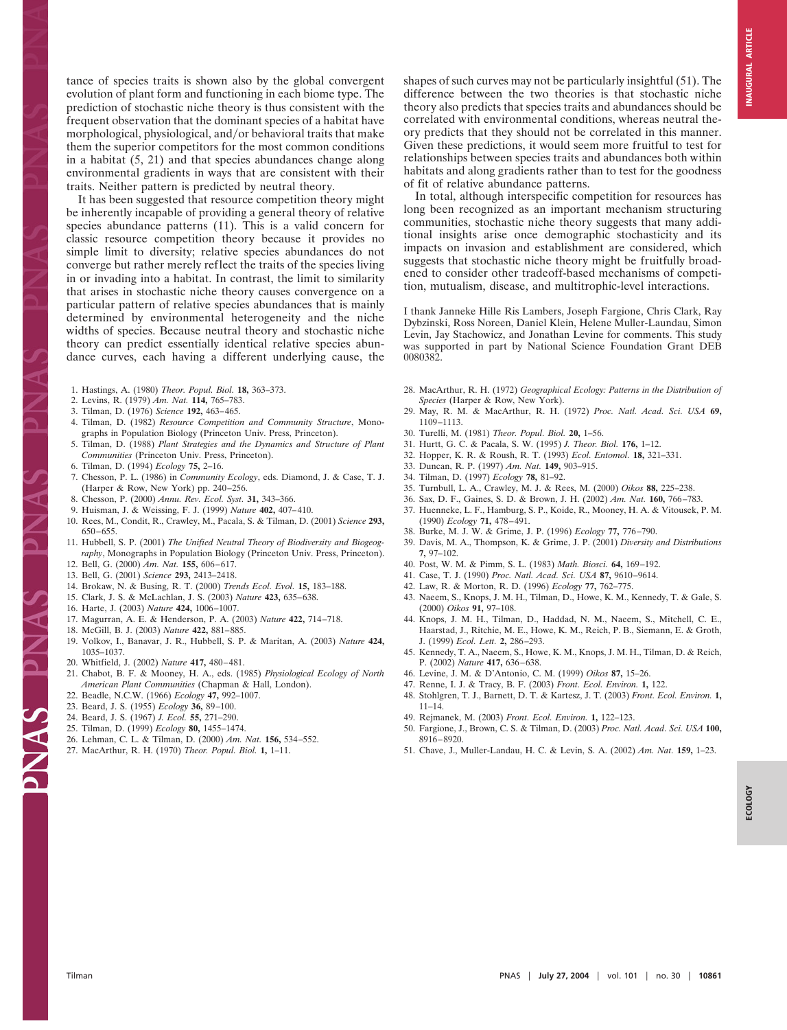tance of species traits is shown also by the global convergent evolution of plant form and functioning in each biome type. The prediction of stochastic niche theory is thus consistent with the frequent observation that the dominant species of a habitat have morphological, physiological, and/or behavioral traits that make them the superior competitors for the most common conditions in a habitat (5, 21) and that species abundances change along environmental gradients in ways that are consistent with their traits. Neither pattern is predicted by neutral theory.

It has been suggested that resource competition theory might be inherently incapable of providing a general theory of relative species abundance patterns (11). This is a valid concern for classic resource competition theory because it provides no simple limit to diversity; relative species abundances do not converge but rather merely reflect the traits of the species living in or invading into a habitat. In contrast, the limit to similarity that arises in stochastic niche theory causes convergence on a particular pattern of relative species abundances that is mainly determined by environmental heterogeneity and the niche widths of species. Because neutral theory and stochastic niche theory can predict essentially identical relative species abundance curves, each having a different underlying cause, the shapes of such curves may not be particularly insightful (51). The difference between the two theories is that stochastic niche theory also predicts that species traits and abundances should be correlated with environmental conditions, whereas neutral theory predicts that they should not be correlated in this manner. Given these predictions, it would seem more fruitful to test for relationships between species traits and abundances both within habitats and along gradients rather than to test for the goodness of fit of relative abundance patterns.

In total, although interspecific competition for resources has long been recognized as an important mechanism structuring communities, stochastic niche theory suggests that many additional insights arise once demographic stochasticity and its impacts on invasion and establishment are considered, which suggests that stochastic niche theory might be fruitfully broadened to consider other tradeoff-based mechanisms of competition, mutualism, disease, and multitrophic-level interactions.

I thank Janneke Hille Ris Lambers, Joseph Fargione, Chris Clark, Ray Dybzinski, Ross Noreen, Daniel Klein, Helene Muller-Landau, Simon Levin, Jay Stachowicz, and Jonathan Levine for comments. This study was supported in part by National Science Foundation Grant DEB 0080382.

1. Hastings, A. (1980) *Theor. Popul. Biol.* **18,** 363–373.
2. Levins, R. (1979) *Am. Nat.* **114,** 765–783.
3. Tilman, D. (1976) *Science* **192,** 463–465.
4. Tilman, D. (1982) *Resource Competition and Community Structure*, Monographs in Population Biology (Princeton Univ. Press, Princeton).
5. Tilman, D. (1988) *Plant Strategies and the Dynamics and Structure of Plant Communities* (Princeton Univ. Press, Princeton).
6. Tilman, D. (1994) *Ecology* **75,** 2–16.
7. Chesson, P. L. (1986) in *Community Ecology*, eds. Diamond, J. & Case, T. J. (Harper & Row, New York) pp. 240–256.
8. Chesson, P. (2000) *Annu. Rev. Ecol. Syst.* **31,** 343–366.
9. Huisman, J. & Weissing, F. J. (1999) *Nature* **402,** 407–410.
10. Rees, M., Condit, R., Crawley, M., Pacala, S. & Tilman, D. (2001) *Science* **293,** 650–655.
11. Hubbell, S. P. (2001) *The Unified Neutral Theory of Biodiversity and Biogeography*, Monographs in Population Biology (Princeton Univ. Press, Princeton).
12. Bell, G. (2000) *Am. Nat.* **155,** 606–617.
13. Bell, G. (2001) *Science* **293,** 2413–2418.
14. Brokaw, N. & Busing, R. T. (2000) *Trends Ecol. Evol.* **15,** 183–188.
15. Clark, J. S. & McLachlan, J. S. (2003) *Nature* **423,** 635–638.
16. Harte, J. (2003) *Nature* **424,** 1006–1007.
17. Magurran, A. E. & Henderson, P. A. (2003) *Nature* **422,** 714–718.
18. McGill, B. J. (2003) *Nature* **422,** 881–885.
19. Volkov, I., Banavar, J. R., Hubbell, S. P. & Maritan, A. (2003) *Nature* **424,** 1035–1037.
20. Whitfield, J. (2002) *Nature* **417,** 480–481.
21. Chabot, B. F. & Mooney, H. A., eds. (1985) *Physiological Ecology of North American Plant Communities* (Chapman & Hall, London).
22. Beadle, N.C.W. (1966) *Ecology* **47,** 992–1007.
23. Beard, J. S. (1955) *Ecology* **36,** 89–100.
24. Beard, J. S. (1967) *J. Ecol.* **55,** 271–290.
25. Tilman, D. (1999) *Ecology* **80,** 1455–1474.
26. Lehman, C. L. & Tilman, D. (2000) *Am. Nat.* **156,** 534–552.
27. MacArthur, R. H. (1970) *Theor. Popul. Biol.* **1,** 1–11.
28. MacArthur, R. H. (1972) *Geographical Ecology: Patterns in the Distribution of Species* (Harper & Row, New York).
29. May, R. M. & MacArthur, R. H. (1972) *Proc. Natl. Acad. Sci. USA* **69,** 1109–1113.
30. Turelli, M. (1981) *Theor. Popul. Biol.* **20,** 1–56.
31. Hurtt, G. C. & Pacala, S. W. (1995) *J. Theor. Biol.* **176,** 1–12.
32. Hopper, K. R. & Roush, R. T. (1993) *Ecol. Entomol.* **18,** 321–331.
33. Duncan, R. P. (1997) *Am. Nat.* **149,** 903–915.
34. Tilman, D. (1997) *Ecology* **78,** 81–92.
35. Turnbull, L. A., Crawley, M. J. & Rees, M. (2000) *Oikos* **88,** 225–238.
36. Sax, D. F., Gaines, S. D. & Brown, J. H. (2002) *Am. Nat.* **160,** 766–783.
37. Huenneke, L. F., Hamburg, S. P., Koide, R., Mooney, H. A. & Vitousek, P. M. (1990) *Ecology* **71,** 478–491.
38. Burke, M. J. W. & Grime, J. P. (1996) *Ecology* **77,** 776–790.
39. Davis, M. A., Thompson, K. & Grime, J. P. (2001) *Diversity and Distributions* **7,** 97–102.
40. Post, W. M. & Pimm, S. L. (1983) *Math. Biosci.* **64,** 169–192.
41. Case, T. J. (1990) *Proc. Natl. Acad. Sci. USA* **87,** 9610–9614.
42. Law, R. & Morton, R. D. (1996) *Ecology* **77,** 762–775.
43. Naeem, S., Knops, J. M. H., Tilman, D., Howe, K. M., Kennedy, T. & Gale, S. (2000) *Oikos* **91,** 97–108.
44. Knops, J. M. H., Tilman, D., Haddad, N. M., Naeem, S., Mitchell, C. E., Haarstad, J., Ritchie, M. E., Howe, K. M., Reich, P. B., Siemann, E. & Groth, J. (1999) *Ecol. Lett.* **2,** 286–293.
45. Kennedy, T. A., Naeem, S., Howe, K. M., Knops, J. M. H., Tilman, D. & Reich, P. (2002) *Nature* **417,** 636–638.
46. Levine, J. M. & D'Antonio, C. M. (1999) *Oikos* **87,** 15–26.
47. Renne, I. J. & Tracy, B. F. (2003) *Front. Ecol. Environ.* **1,** 122.
48. Stohlgren, T. J., Barnett, D. T. & Kartesz, J. T. (2003) *Front. Ecol. Environ.* **1,** 11–14.
49. Rejmanek, M. (2003) *Front. Ecol. Environ.* **1,** 122–123.
50. Fargione, J., Brown, C. S. & Tilman, D. (2003) *Proc. Natl. Acad. Sci. USA* **100,** 8916–8920.
51. Chave, J., Muller-Landau, H. C. & Levin, S. A. (2002) *Am. Nat.* **159,** 1–23.